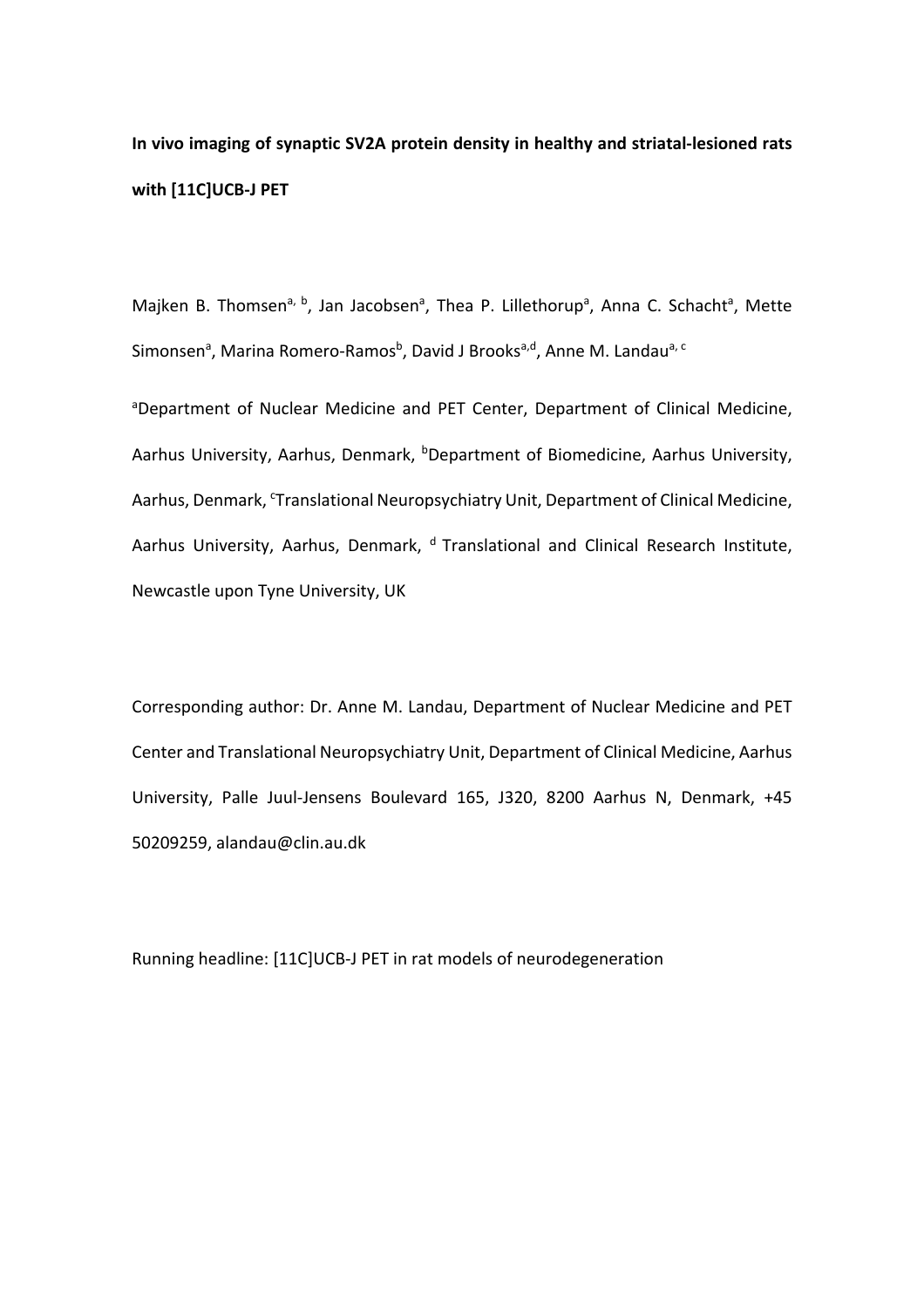**In vivo imaging of synaptic SV2A protein density in healthy and striatal-lesioned rats with [11C]UCB-J PET**

Majken B. Thomsen[a, b], Jan Jacobsen[a], Thea P. Lillethorup[a], Anna C. Schacht[a], Mette Simonsen[a], Marina Romero-Ramos[b], David J Brooks[a,d], Anne M. Landau[a, c]

[a]Department of Nuclear Medicine and PET Center, Department of Clinical Medicine, Aarhus University, Aarhus, Denmark, [b]Department of Biomedicine, Aarhus University, Aarhus, Denmark, [c]Translational Neuropsychiatry Unit, Department of Clinical Medicine, Aarhus University, Aarhus, Denmark, [d] Translational and Clinical Research Institute, Newcastle upon Tyne University, UK

Corresponding author: Dr. Anne M. Landau, Department of Nuclear Medicine and PET Center and Translational Neuropsychiatry Unit, Department of Clinical Medicine, Aarhus University, Palle Juul-Jensens Boulevard 165, J320, 8200 Aarhus N, Denmark, +45 50209259, alandau@clin.au.dk

Running headline: [11C]UCB-J PET in rat models of neurodegeneration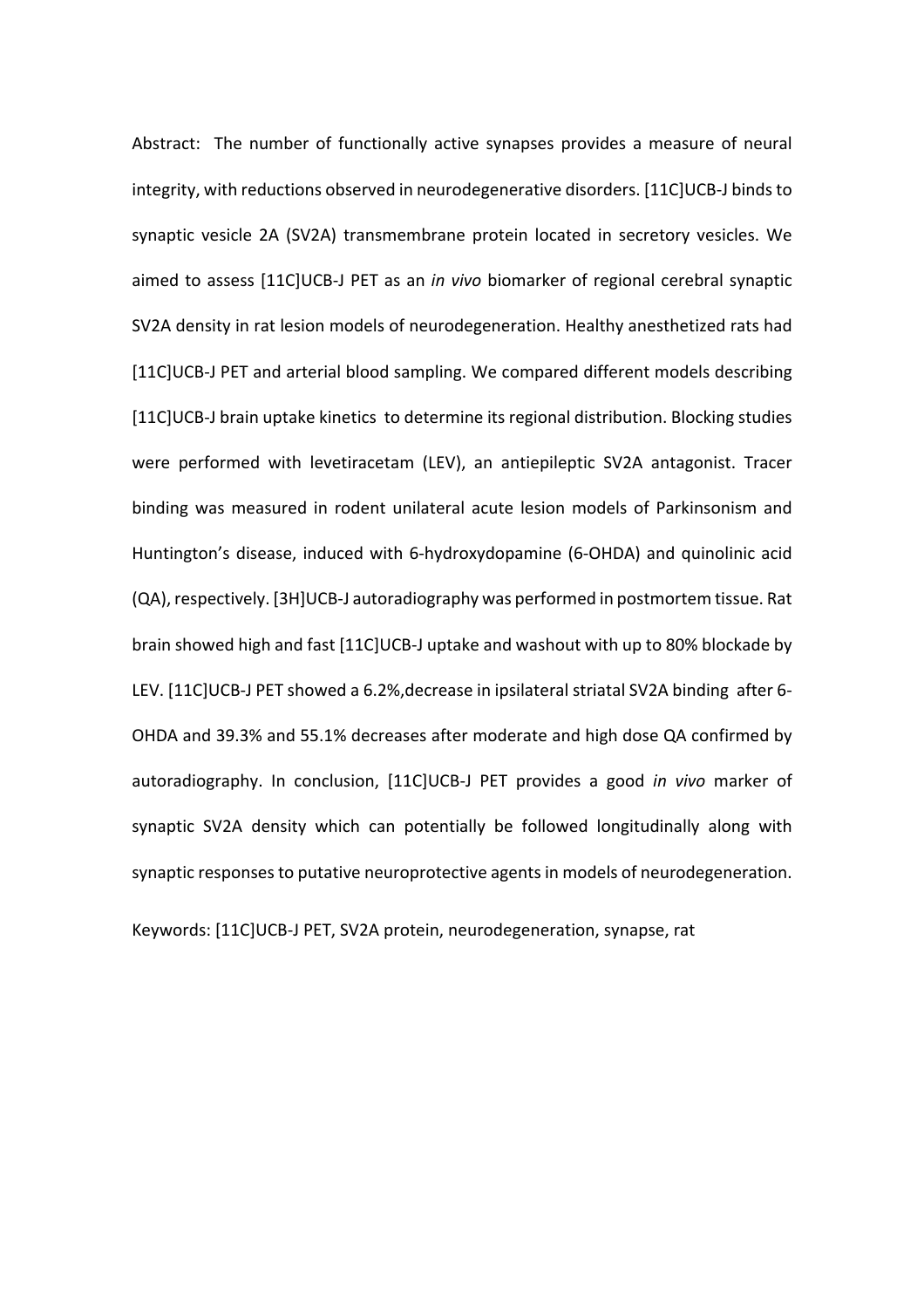Abstract: The number of functionally active synapses provides a measure of neural integrity, with reductions observed in neurodegenerative disorders. [11C]UCB-J binds to synaptic vesicle 2A (SV2A) transmembrane protein located in secretory vesicles. We aimed to assess [11C]UCB-J PET as an *in vivo* biomarker of regional cerebral synaptic SV2A density in rat lesion models of neurodegeneration. Healthy anesthetized rats had [11C]UCB-J PET and arterial blood sampling. We compared different models describing [11C]UCB-J brain uptake kinetics to determine its regional distribution. Blocking studies were performed with levetiracetam (LEV), an antiepileptic SV2A antagonist. Tracer binding was measured in rodent unilateral acute lesion models of Parkinsonism and Huntington's disease, induced with 6-hydroxydopamine (6-OHDA) and quinolinic acid (QA), respectively. [3H]UCB-J autoradiography was performed in postmortem tissue. Rat brain showed high and fast [11C]UCB-J uptake and washout with up to 80% blockade by LEV. [11C]UCB-J PET showed a 6.2%,decrease in ipsilateral striatal SV2A binding after 6-OHDA and 39.3% and 55.1% decreases after moderate and high dose QA confirmed by autoradiography. In conclusion, [11C]UCB-J PET provides a good *in vivo* marker of synaptic SV2A density which can potentially be followed longitudinally along with synaptic responses to putative neuroprotective agents in models of neurodegeneration.

Keywords: [11C]UCB-J PET, SV2A protein, neurodegeneration, synapse, rat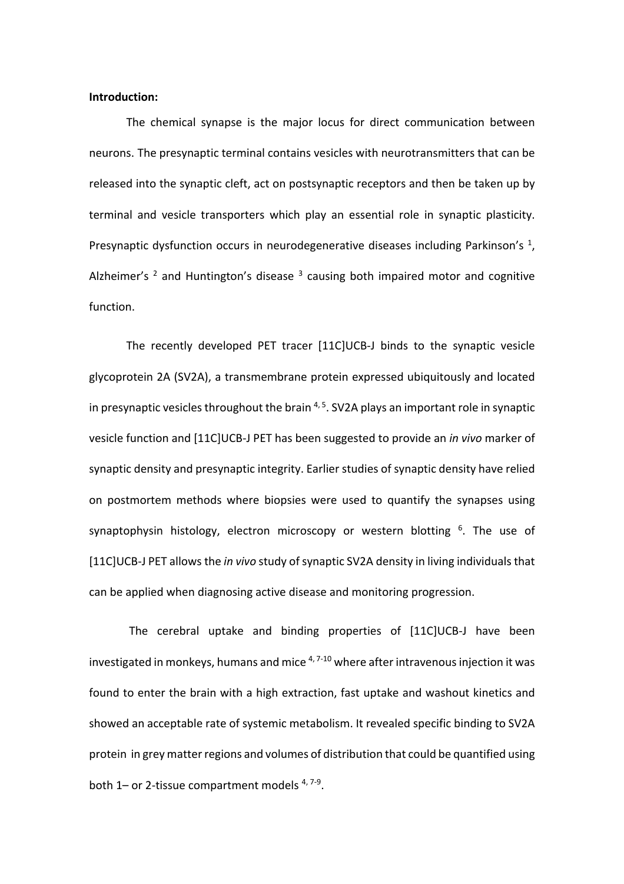**Introduction:**

The chemical synapse is the major locus for direct communication between neurons. The presynaptic terminal contains vesicles with neurotransmitters that can be released into the synaptic cleft, act on postsynaptic receptors and then be taken up by terminal and vesicle transporters which play an essential role in synaptic plasticity. Presynaptic dysfunction occurs in neurodegenerative diseases including Parkinson's [1], Alzheimer's [2] and Huntington's disease [3] causing both impaired motor and cognitive function.

The recently developed PET tracer [11C]UCB-J binds to the synaptic vesicle glycoprotein 2A (SV2A), a transmembrane protein expressed ubiquitously and located in presynaptic vesicles throughout the brain [4, 5]. SV2A plays an important role in synaptic vesicle function and [11C]UCB-J PET has been suggested to provide an *in vivo* marker of synaptic density and presynaptic integrity. Earlier studies of synaptic density have relied on postmortem methods where biopsies were used to quantify the synapses using synaptophysin histology, electron microscopy or western blotting [6]. The use of [11C]UCB-J PET allows the *in vivo* study of synaptic SV2A density in living individuals that can be applied when diagnosing active disease and monitoring progression.

The cerebral uptake and binding properties of [11C]UCB-J have been investigated in monkeys, humans and mice [4, 7-10] where after intravenous injection it was found to enter the brain with a high extraction, fast uptake and washout kinetics and showed an acceptable rate of systemic metabolism. It revealed specific binding to SV2A protein in grey matter regions and volumes of distribution that could be quantified using both 1– or 2-tissue compartment models [4, 7-9].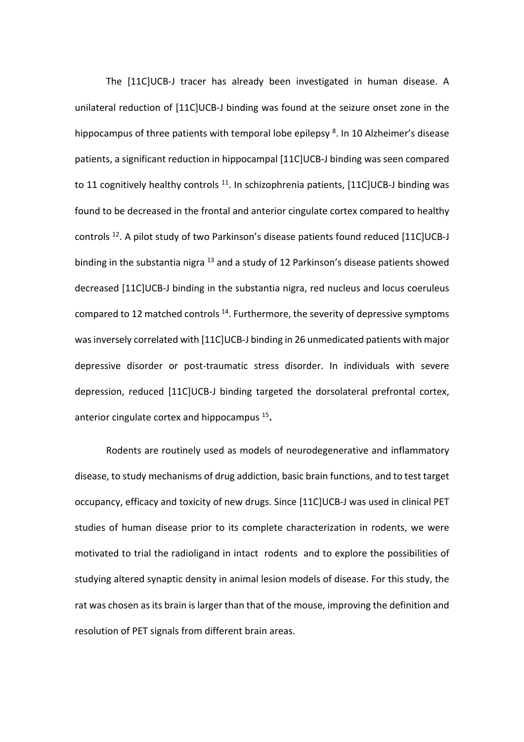The [11C]UCB-J tracer has already been investigated in human disease. A unilateral reduction of [11C]UCB-J binding was found at the seizure onset zone in the hippocampus of three patients with temporal lobe epilepsy [8]. In 10 Alzheimer's disease patients, a significant reduction in hippocampal [11C]UCB-J binding was seen compared to 11 cognitively healthy controls [11]. In schizophrenia patients, [11C]UCB-J binding was found to be decreased in the frontal and anterior cingulate cortex compared to healthy controls [12]. A pilot study of two Parkinson's disease patients found reduced [11C]UCB-J binding in the substantia nigra [13] and a study of 12 Parkinson's disease patients showed decreased [11C]UCB-J binding in the substantia nigra, red nucleus and locus coeruleus compared to 12 matched controls [14]. Furthermore, the severity of depressive symptoms was inversely correlated with [11C]UCB-J binding in 26 unmedicated patients with major depressive disorder or post-traumatic stress disorder. In individuals with severe depression, reduced [11C]UCB-J binding targeted the dorsolateral prefrontal cortex, anterior cingulate cortex and hippocampus [15].

Rodents are routinely used as models of neurodegenerative and inflammatory disease, to study mechanisms of drug addiction, basic brain functions, and to test target occupancy, efficacy and toxicity of new drugs. Since [11C]UCB-J was used in clinical PET studies of human disease prior to its complete characterization in rodents, we were motivated to trial the radioligand in intact rodents and to explore the possibilities of studying altered synaptic density in animal lesion models of disease. For this study, the rat was chosen as its brain is larger than that of the mouse, improving the definition and resolution of PET signals from different brain areas.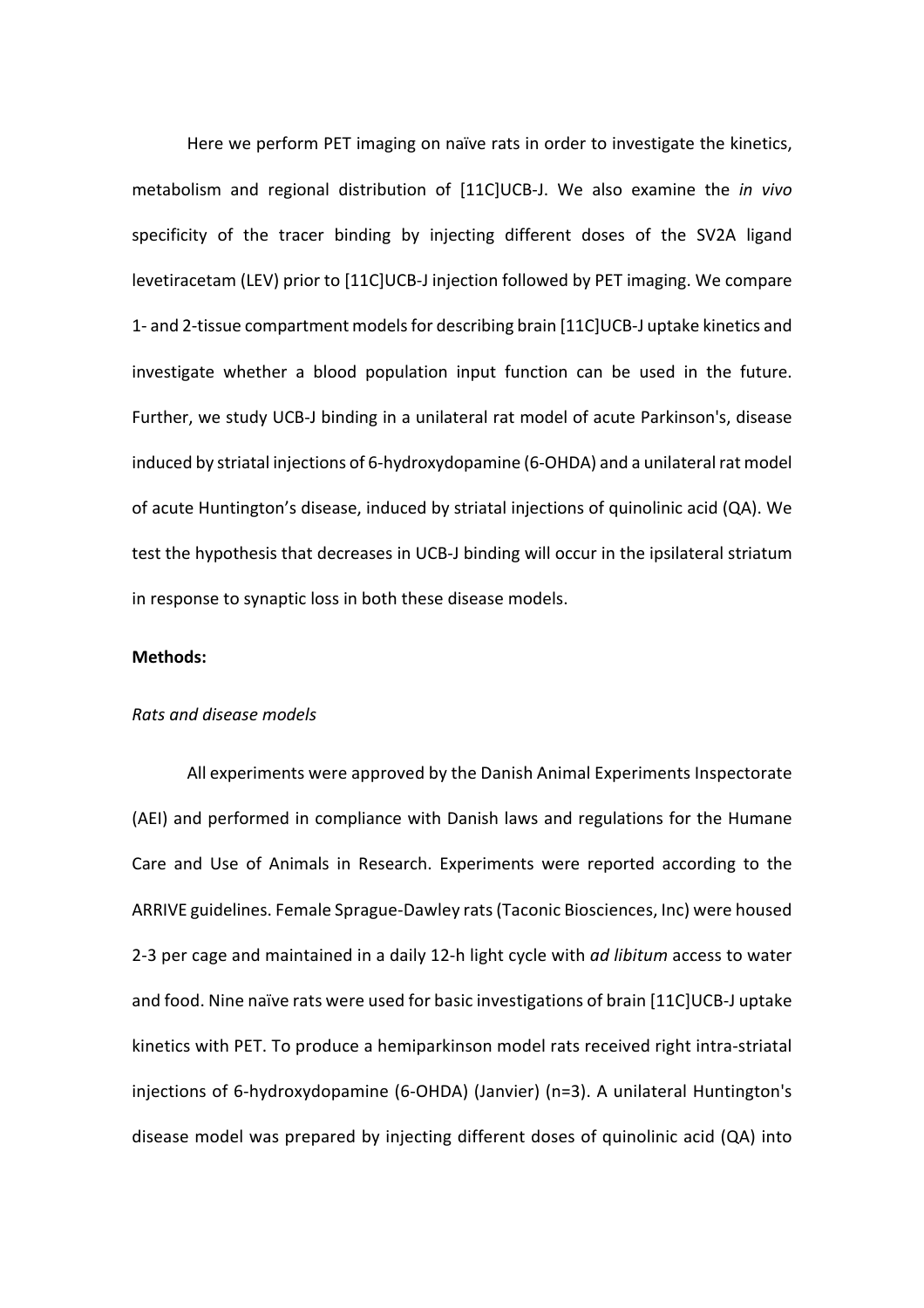Here we perform PET imaging on naïve rats in order to investigate the kinetics, metabolism and regional distribution of [11C]UCB-J. We also examine the *in vivo* specificity of the tracer binding by injecting different doses of the SV2A ligand levetiracetam (LEV) prior to [11C]UCB-J injection followed by PET imaging. We compare 1- and 2-tissue compartment models for describing brain [11C]UCB-J uptake kinetics and investigate whether a blood population input function can be used in the future. Further, we study UCB-J binding in a unilateral rat model of acute Parkinson's, disease induced by striatal injections of 6-hydroxydopamine (6-OHDA) and a unilateral rat model of acute Huntington's disease, induced by striatal injections of quinolinic acid (QA). We test the hypothesis that decreases in UCB-J binding will occur in the ipsilateral striatum in response to synaptic loss in both these disease models.

**Methods:**

*Rats and disease models*

All experiments were approved by the Danish Animal Experiments Inspectorate (AEI) and performed in compliance with Danish laws and regulations for the Humane Care and Use of Animals in Research. Experiments were reported according to the ARRIVE guidelines. Female Sprague-Dawley rats (Taconic Biosciences, Inc) were housed 2-3 per cage and maintained in a daily 12-h light cycle with *ad libitum* access to water and food. Nine naïve rats were used for basic investigations of brain [11C]UCB-J uptake kinetics with PET. To produce a hemiparkinson model rats received right intra-striatal injections of 6-hydroxydopamine (6-OHDA) (Janvier) (n=3). A unilateral Huntington's disease model was prepared by injecting different doses of quinolinic acid (QA) into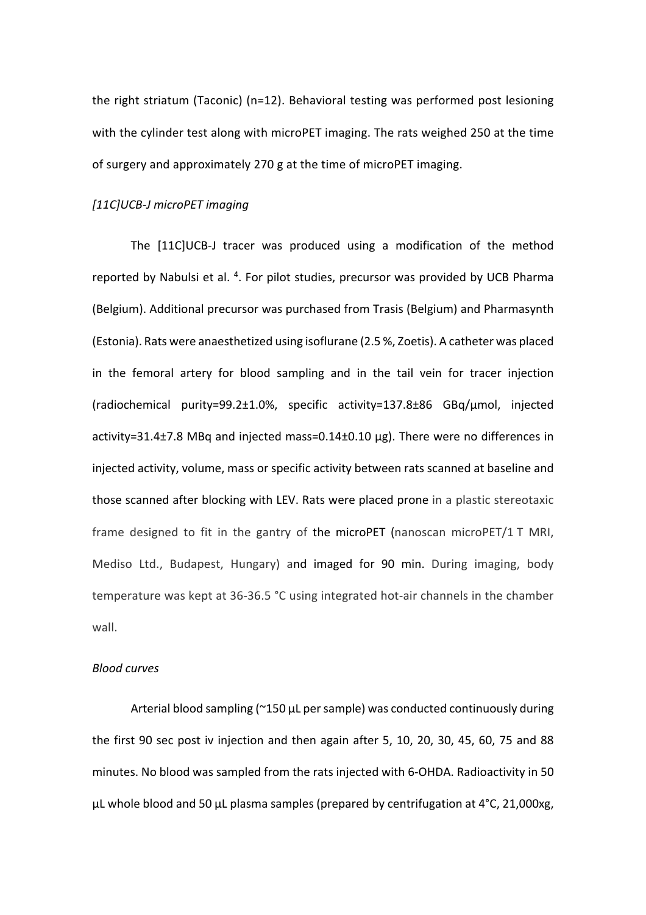the right striatum (Taconic) (n=12). Behavioral testing was performed post lesioning with the cylinder test along with microPET imaging. The rats weighed 250 at the time of surgery and approximately 270 g at the time of microPET imaging.

*[11C]UCB-J microPET imaging*

The [11C]UCB-J tracer was produced using a modification of the method reported by Nabulsi et al. [4]. For pilot studies, precursor was provided by UCB Pharma (Belgium). Additional precursor was purchased from Trasis (Belgium) and Pharmasynth (Estonia). Rats were anaesthetized using isoflurane (2.5 %, Zoetis). A catheter was placed in the femoral artery for blood sampling and in the tail vein for tracer injection (radiochemical purity=99.2±1.0%, specific activity=137.8±86 GBq/µmol, injected activity=31.4±7.8 MBq and injected mass=0.14±0.10 µg). There were no differences in injected activity, volume, mass or specific activity between rats scanned at baseline and those scanned after blocking with LEV. Rats were placed prone in a plastic stereotaxic frame designed to fit in the gantry of the microPET (nanoscan microPET/1 T MRI, Mediso Ltd., Budapest, Hungary) and imaged for 90 min. During imaging, body temperature was kept at 36-36.5 °C using integrated hot-air channels in the chamber wall.

*Blood curves*

Arterial blood sampling (~150 µL per sample) was conducted continuously during the first 90 sec post iv injection and then again after 5, 10, 20, 30, 45, 60, 75 and 88 minutes. No blood was sampled from the rats injected with 6-OHDA. Radioactivity in 50 µL whole blood and 50 µL plasma samples (prepared by centrifugation at 4°C, 21,000xg,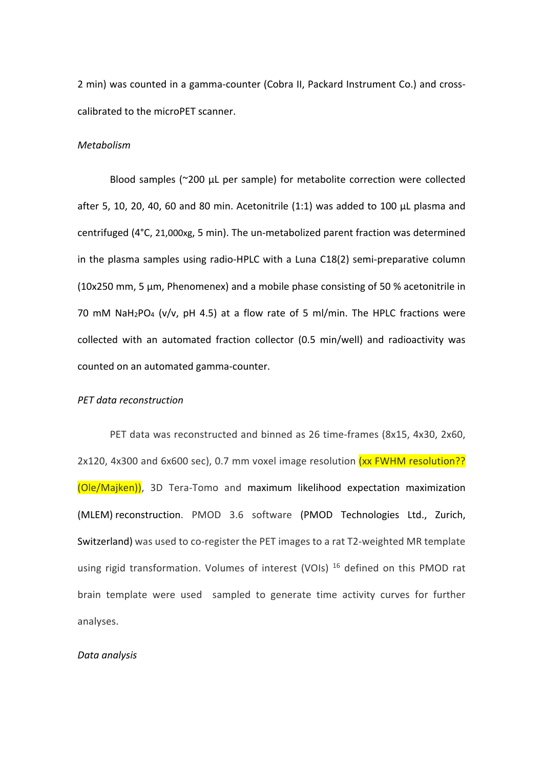2 min) was counted in a gamma-counter (Cobra II, Packard Instrument Co.) and cross-calibrated to the microPET scanner.

*Metabolism*

Blood samples (~200 µL per sample) for metabolite correction were collected after 5, 10, 20, 40, 60 and 80 min. Acetonitrile (1:1) was added to 100 µL plasma and centrifuged (4°C, 21,000xg, 5 min). The un-metabolized parent fraction was determined in the plasma samples using radio-HPLC with a Luna C18(2) semi-preparative column (10x250 mm, 5 µm, Phenomenex) and a mobile phase consisting of 50 % acetonitrile in 70 mM $NaH_2PO_4$ (v/v, pH 4.5) at a flow rate of 5 ml/min. The HPLC fractions were collected with an automated fraction collector (0.5 min/well) and radioactivity was counted on an automated gamma-counter.

*PET data reconstruction*

PET data was reconstructed and binned as 26 time-frames (8x15, 4x30, 2x60, 2x120, 4x300 and 6x600 sec), 0.7 mm voxel image resolution (xx FWHM resolution?? (Ole/Majken)), 3D Tera-Tomo and maximum likelihood expectation maximization (MLEM) reconstruction. PMOD 3.6 software (PMOD Technologies Ltd., Zurich, Switzerland) was used to co-register the PET images to a rat T2-weighted MR template using rigid transformation. Volumes of interest (VOIs) [16] defined on this PMOD rat brain template were used sampled to generate time activity curves for further analyses.

*Data analysis*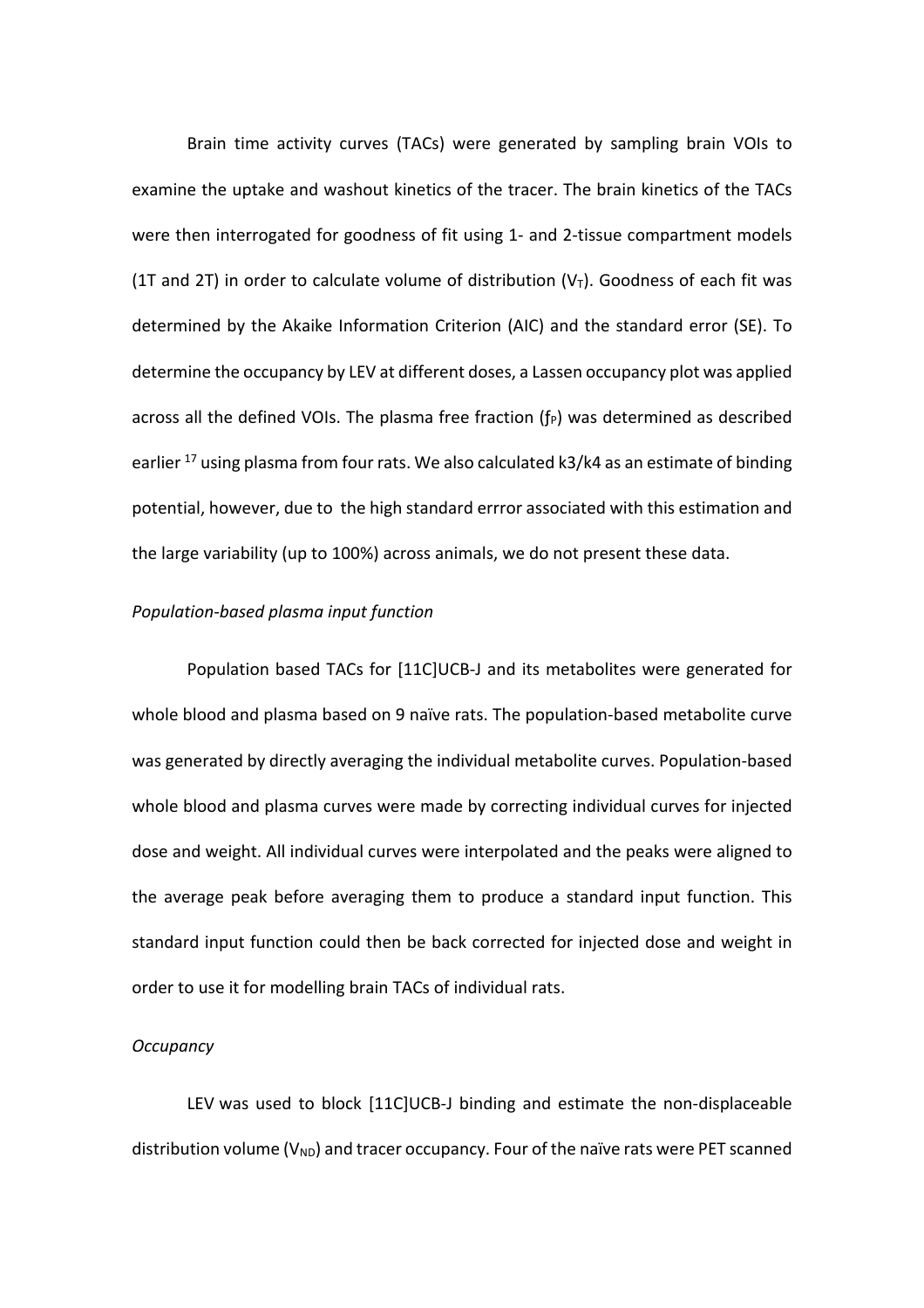Brain time activity curves (TACs) were generated by sampling brain VOIs to examine the uptake and washout kinetics of the tracer. The brain kinetics of the TACs were then interrogated for goodness of fit using 1- and 2-tissue compartment models (1T and 2T) in order to calculate volume of distribution ($V_T$). Goodness of each fit was determined by the Akaike Information Criterion (AIC) and the standard error (SE). To determine the occupancy by LEV at different doses, a Lassen occupancy plot was applied across all the defined VOIs. The plasma free fraction ($f_P$) was determined as described earlier [17] using plasma from four rats. We also calculated k3/k4 as an estimate of binding potential, however, due to the high standard errror associated with this estimation and the large variability (up to 100%) across animals, we do not present these data.

*Population-based plasma input function*

Population based TACs for [11C]UCB-J and its metabolites were generated for whole blood and plasma based on 9 naïve rats. The population-based metabolite curve was generated by directly averaging the individual metabolite curves. Population-based whole blood and plasma curves were made by correcting individual curves for injected dose and weight. All individual curves were interpolated and the peaks were aligned to the average peak before averaging them to produce a standard input function. This standard input function could then be back corrected for injected dose and weight in order to use it for modelling brain TACs of individual rats.

*Occupancy*

LEV was used to block [11C]UCB-J binding and estimate the non-displaceable distribution volume ($V_{ND}$) and tracer occupancy. Four of the naïve rats were PET scanned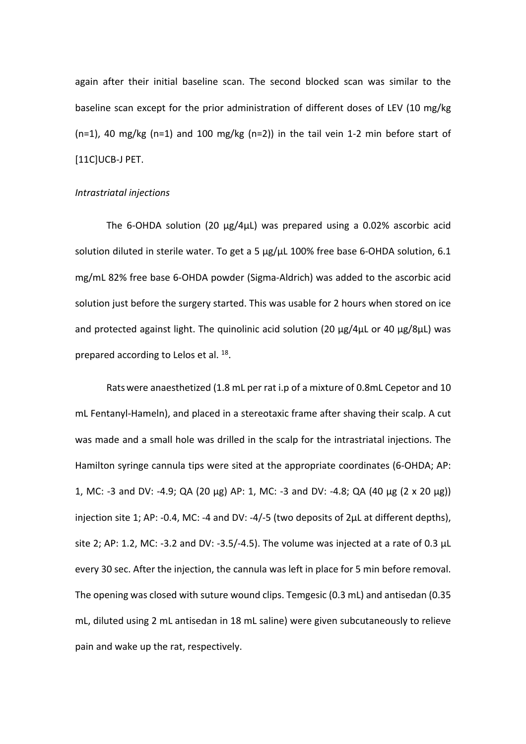again after their initial baseline scan. The second blocked scan was similar to the baseline scan except for the prior administration of different doses of LEV (10 mg/kg (n=1), 40 mg/kg (n=1) and 100 mg/kg (n=2)) in the tail vein 1-2 min before start of [11C]UCB-J PET.

*Intrastriatal injections*

The 6-OHDA solution (20 µg/4µL) was prepared using a 0.02% ascorbic acid solution diluted in sterile water. To get a 5 µg/µL 100% free base 6-OHDA solution, 6.1 mg/mL 82% free base 6-OHDA powder (Sigma-Aldrich) was added to the ascorbic acid solution just before the surgery started. This was usable for 2 hours when stored on ice and protected against light. The quinolinic acid solution (20 µg/4µL or 40 µg/8µL) was prepared according to Lelos et al. [18].

Rats were anaesthetized (1.8 mL per rat i.p of a mixture of 0.8mL Cepetor and 10 mL Fentanyl-Hameln), and placed in a stereotaxic frame after shaving their scalp. A cut was made and a small hole was drilled in the scalp for the intrastriatal injections. The Hamilton syringe cannula tips were sited at the appropriate coordinates (6-OHDA; AP: 1, MC: -3 and DV: -4.9; QA (20 µg) AP: 1, MC: -3 and DV: -4.8; QA (40 µg (2 x 20 µg)) injection site 1; AP: -0.4, MC: -4 and DV: -4/-5 (two deposits of 2µL at different depths), site 2; AP: 1.2, MC: -3.2 and DV: -3.5/-4.5). The volume was injected at a rate of 0.3 µL every 30 sec. After the injection, the cannula was left in place for 5 min before removal. The opening was closed with suture wound clips. Temgesic (0.3 mL) and antisedan (0.35 mL, diluted using 2 mL antisedan in 18 mL saline) were given subcutaneously to relieve pain and wake up the rat, respectively.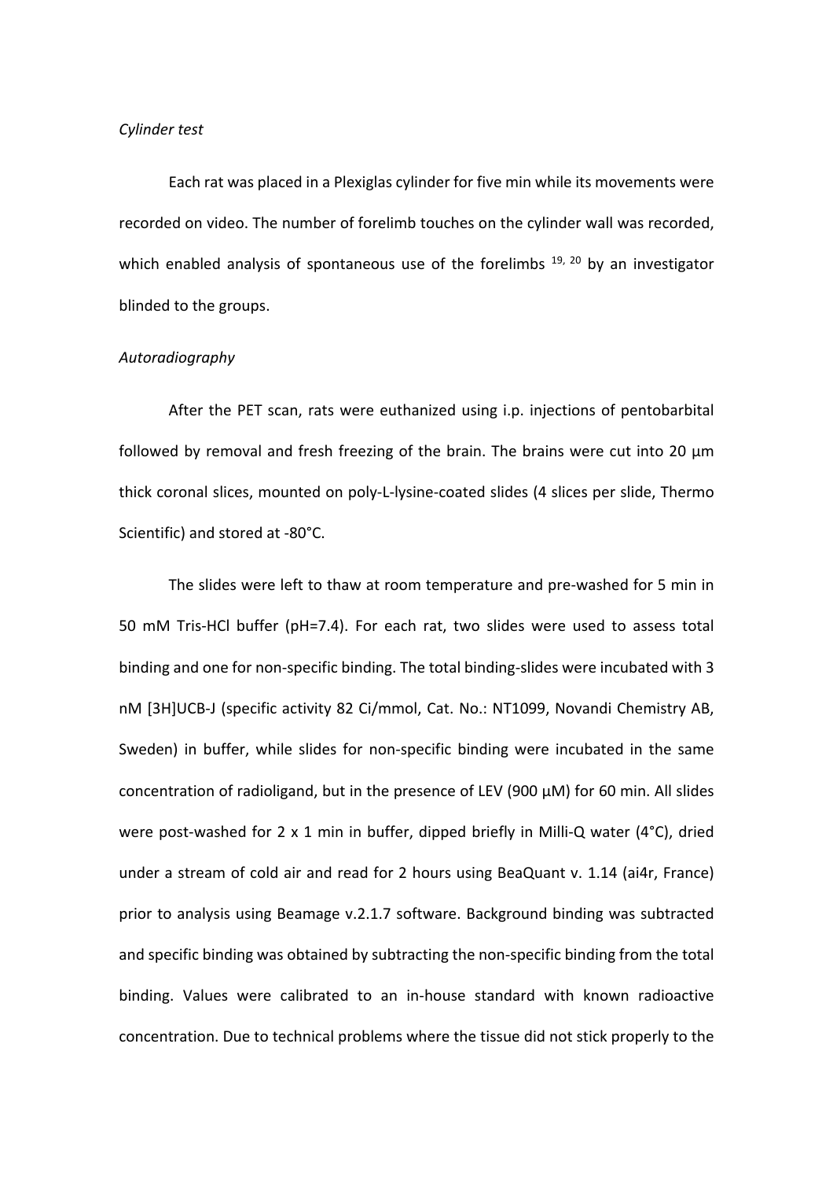*Cylinder test*

Each rat was placed in a Plexiglas cylinder for five min while its movements were recorded on video. The number of forelimb touches on the cylinder wall was recorded, which enabled analysis of spontaneous use of the forelimbs [19, 20] by an investigator blinded to the groups.

*Autoradiography*

After the PET scan, rats were euthanized using i.p. injections of pentobarbital followed by removal and fresh freezing of the brain. The brains were cut into 20 µm thick coronal slices, mounted on poly-L-lysine-coated slides (4 slices per slide, Thermo Scientific) and stored at -80°C.

The slides were left to thaw at room temperature and pre-washed for 5 min in 50 mM Tris-HCl buffer (pH=7.4). For each rat, two slides were used to assess total binding and one for non-specific binding. The total binding-slides were incubated with 3 nM [3H]UCB-J (specific activity 82 Ci/mmol, Cat. No.: NT1099, Novandi Chemistry AB, Sweden) in buffer, while slides for non-specific binding were incubated in the same concentration of radioligand, but in the presence of LEV (900 µM) for 60 min. All slides were post-washed for 2 x 1 min in buffer, dipped briefly in Milli-Q water (4°C), dried under a stream of cold air and read for 2 hours using BeaQuant v. 1.14 (ai4r, France) prior to analysis using Beamage v.2.1.7 software. Background binding was subtracted and specific binding was obtained by subtracting the non-specific binding from the total binding. Values were calibrated to an in-house standard with known radioactive concentration. Due to technical problems where the tissue did not stick properly to the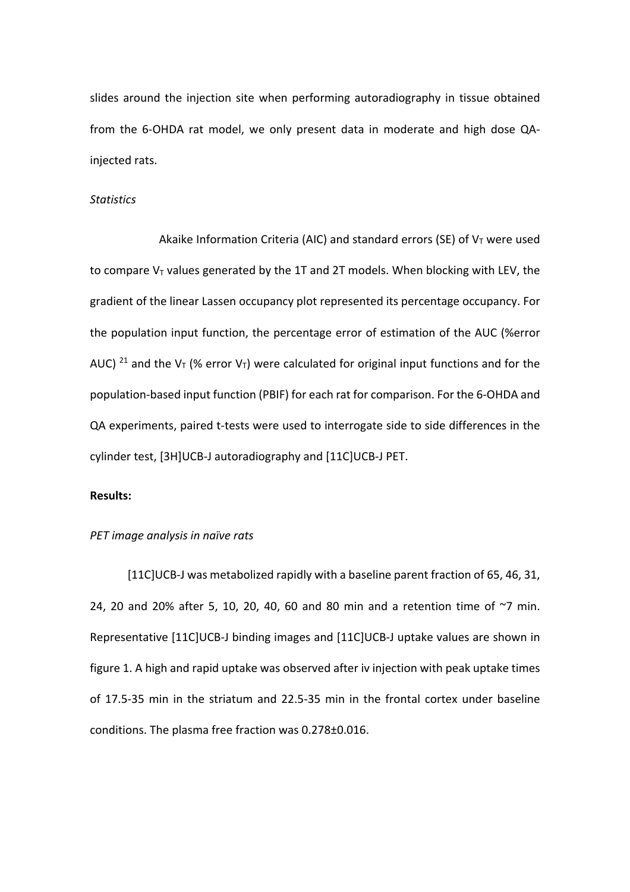slides around the injection site when performing autoradiography in tissue obtained from the 6-OHDA rat model, we only present data in moderate and high dose QA-injected rats.

*Statistics*

Akaike Information Criteria (AIC) and standard errors (SE) of $V_T$ were used to compare $V_T$ values generated by the 1T and 2T models. When blocking with LEV, the gradient of the linear Lassen occupancy plot represented its percentage occupancy. For the population input function, the percentage error of estimation of the AUC (%error AUC) [21] and the $V_T$ (% error $V_T$) were calculated for original input functions and for the population-based input function (PBIF) for each rat for comparison. For the 6-OHDA and QA experiments, paired t-tests were used to interrogate side to side differences in the cylinder test, [3H]UCB-J autoradiography and [11C]UCB-J PET.

**Results:**

*PET image analysis in naïve rats*

[11C]UCB-J was metabolized rapidly with a baseline parent fraction of 65, 46, 31, 24, 20 and 20% after 5, 10, 20, 40, 60 and 80 min and a retention time of ~7 min. Representative [11C]UCB-J binding images and [11C]UCB-J uptake values are shown in figure 1. A high and rapid uptake was observed after iv injection with peak uptake times of 17.5-35 min in the striatum and 22.5-35 min in the frontal cortex under baseline conditions. The plasma free fraction was 0.278±0.016.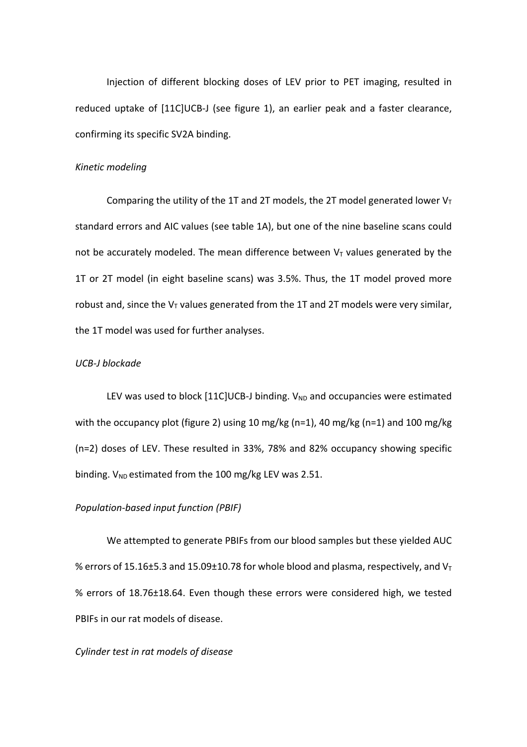Injection of different blocking doses of LEV prior to PET imaging, resulted in reduced uptake of [11C]UCB-J (see figure 1), an earlier peak and a faster clearance, confirming its specific SV2A binding.

*Kinetic modeling*

Comparing the utility of the 1T and 2T models, the 2T model generated lower $V_T$ standard errors and AIC values (see table 1A), but one of the nine baseline scans could not be accurately modeled. The mean difference between $V_T$ values generated by the 1T or 2T model (in eight baseline scans) was 3.5%. Thus, the 1T model proved more robust and, since the $V_T$ values generated from the 1T and 2T models were very similar, the 1T model was used for further analyses.

*UCB-J blockade*

LEV was used to block [11C]UCB-J binding. $V_{ND}$ and occupancies were estimated with the occupancy plot (figure 2) using 10 mg/kg (n=1), 40 mg/kg (n=1) and 100 mg/kg (n=2) doses of LEV. These resulted in 33%, 78% and 82% occupancy showing specific binding. $V_{ND}$ estimated from the 100 mg/kg LEV was 2.51.

*Population-based input function (PBIF)*

We attempted to generate PBIFs from our blood samples but these yielded AUC % errors of 15.16±5.3 and 15.09±10.78 for whole blood and plasma, respectively, and $V_T$ % errors of 18.76±18.64. Even though these errors were considered high, we tested PBIFs in our rat models of disease.

*Cylinder test in rat models of disease*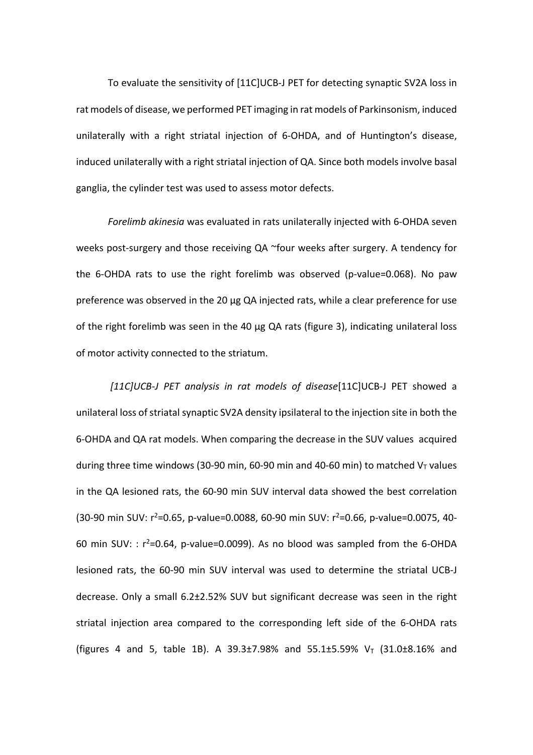To evaluate the sensitivity of [11C]UCB-J PET for detecting synaptic SV2A loss in rat models of disease, we performed PET imaging in rat models of Parkinsonism, induced unilaterally with a right striatal injection of 6-OHDA, and of Huntington's disease, induced unilaterally with a right striatal injection of QA. Since both models involve basal ganglia, the cylinder test was used to assess motor defects.

*Forelimb akinesia* was evaluated in rats unilaterally injected with 6-OHDA seven weeks post-surgery and those receiving QA ~four weeks after surgery. A tendency for the 6-OHDA rats to use the right forelimb was observed (p-value=0.068). No paw preference was observed in the 20 µg QA injected rats, while a clear preference for use of the right forelimb was seen in the 40 µg QA rats (figure 3), indicating unilateral loss of motor activity connected to the striatum.

*[11C]UCB-J PET analysis in rat models of disease*[11C]UCB-J PET showed a unilateral loss of striatal synaptic SV2A density ipsilateral to the injection site in both the 6-OHDA and QA rat models. When comparing the decrease in the SUV values acquired during three time windows (30-90 min, 60-90 min and 40-60 min) to matched $V_T$ values in the QA lesioned rats, the 60-90 min SUV interval data showed the best correlation (30-90 min SUV: $r^2$=0.65, p-value=0.0088, 60-90 min SUV: $r^2$=0.66, p-value=0.0075, 40-60 min SUV: : $r^2$=0.64, p-value=0.0099). As no blood was sampled from the 6-OHDA lesioned rats, the 60-90 min SUV interval was used to determine the striatal UCB-J decrease. Only a small 6.2±2.52% SUV but significant decrease was seen in the right striatal injection area compared to the corresponding left side of the 6-OHDA rats (figures 4 and 5, table 1B). A 39.3±7.98% and 55.1±5.59% $V_T$ (31.0±8.16% and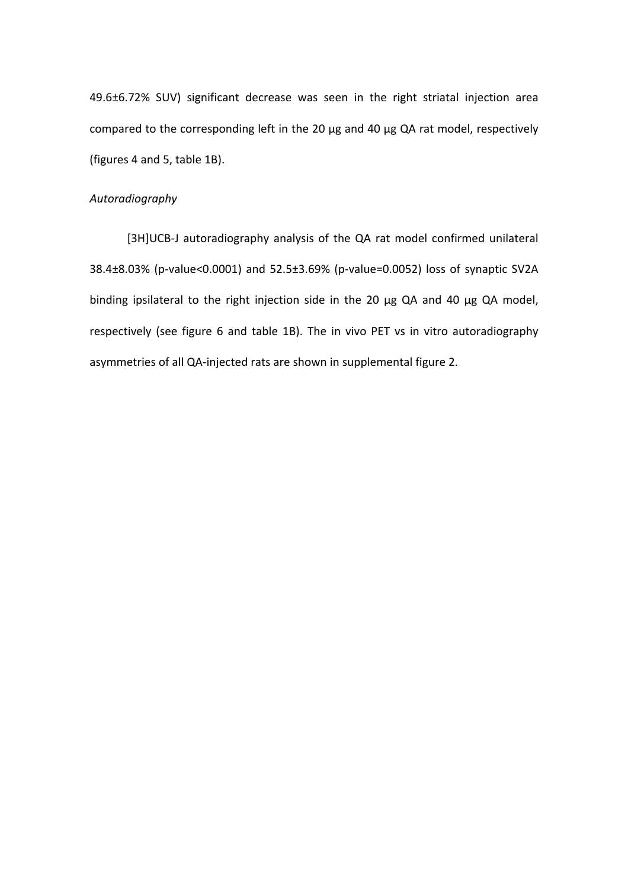49.6±6.72% SUV) significant decrease was seen in the right striatal injection area compared to the corresponding left in the 20 µg and 40 µg QA rat model, respectively (figures 4 and 5, table 1B).

*Autoradiography*

[3H]UCB-J autoradiography analysis of the QA rat model confirmed unilateral 38.4±8.03% (p-value<0.0001) and 52.5±3.69% (p-value=0.0052) loss of synaptic SV2A binding ipsilateral to the right injection side in the 20 µg QA and 40 µg QA model, respectively (see figure 6 and table 1B). The in vivo PET vs in vitro autoradiography asymmetries of all QA-injected rats are shown in supplemental figure 2.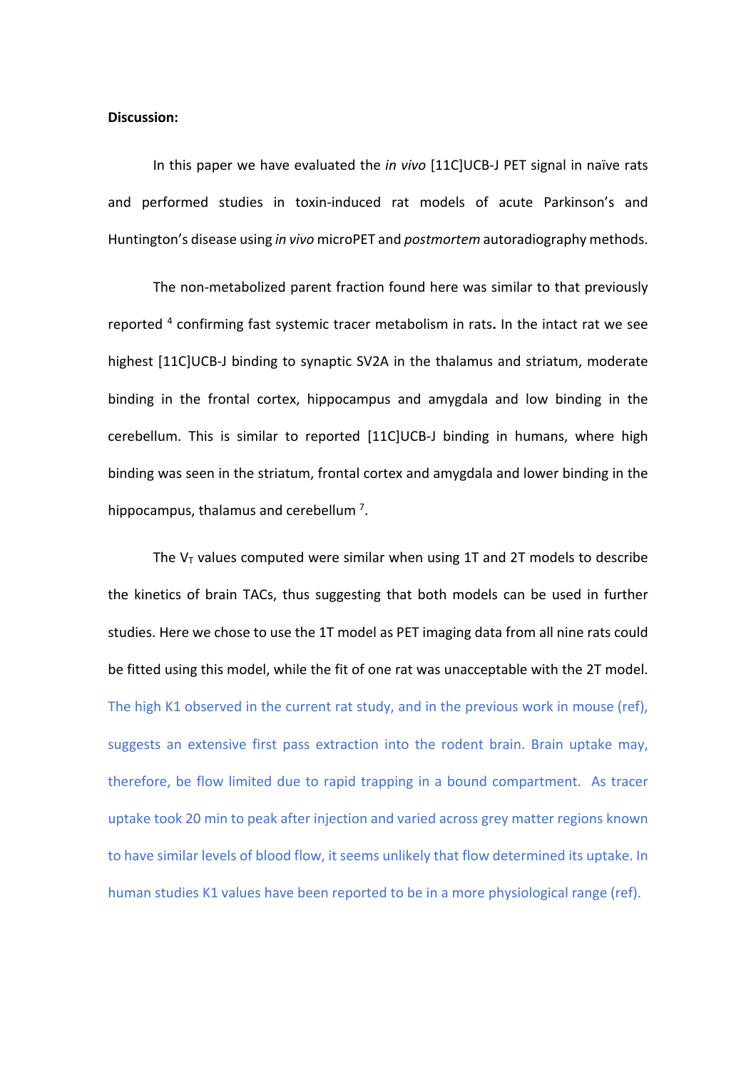**Discussion:**

In this paper we have evaluated the *in vivo* [11C]UCB-J PET signal in naïve rats and performed studies in toxin-induced rat models of acute Parkinson's and Huntington's disease using *in vivo* microPET and *postmortem* autoradiography methods.

The non-metabolized parent fraction found here was similar to that previously reported [4] confirming fast systemic tracer metabolism in rats**.** In the intact rat we see highest [11C]UCB-J binding to synaptic SV2A in the thalamus and striatum, moderate binding in the frontal cortex, hippocampus and amygdala and low binding in the cerebellum. This is similar to reported [11C]UCB-J binding in humans, where high binding was seen in the striatum, frontal cortex and amygdala and lower binding in the hippocampus, thalamus and cerebellum [7].

The $V_T$ values computed were similar when using 1T and 2T models to describe the kinetics of brain TACs, thus suggesting that both models can be used in further studies. Here we chose to use the 1T model as PET imaging data from all nine rats could be fitted using this model, while the fit of one rat was unacceptable with the 2T model. The high K1 observed in the current rat study, and in the previous work in mouse (ref), suggests an extensive first pass extraction into the rodent brain. Brain uptake may, therefore, be flow limited due to rapid trapping in a bound compartment. As tracer uptake took 20 min to peak after injection and varied across grey matter regions known to have similar levels of blood flow, it seems unlikely that flow determined its uptake. In human studies K1 values have been reported to be in a more physiological range (ref).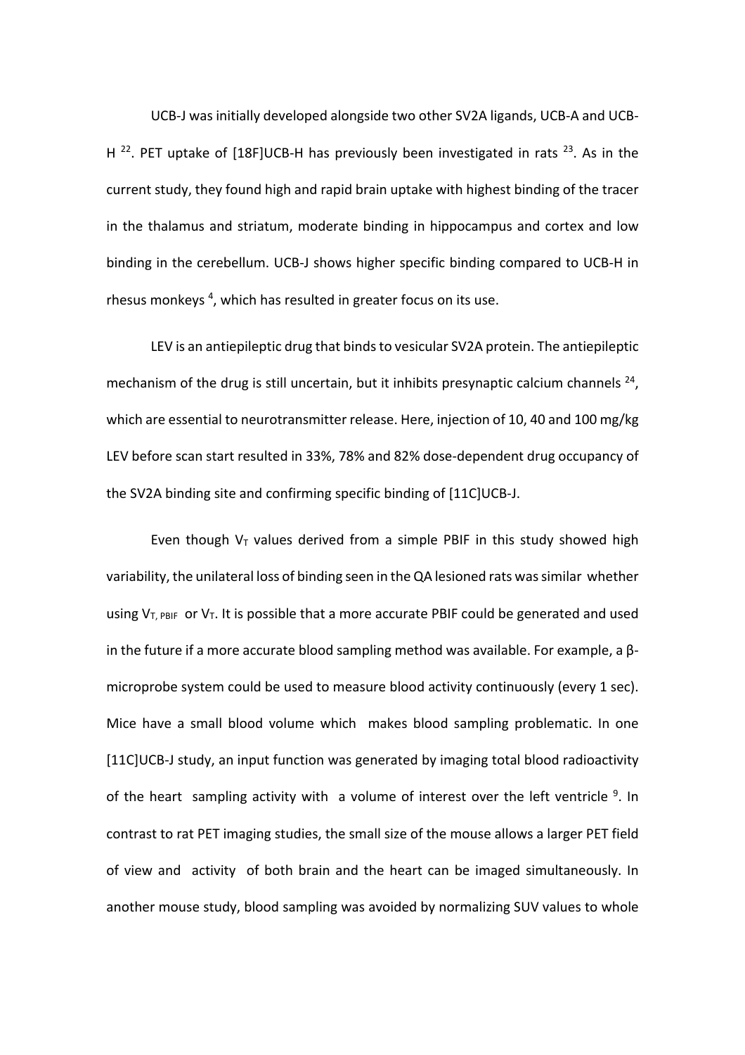UCB-J was initially developed alongside two other SV2A ligands, UCB-A and UCB-H [22]. PET uptake of [18F]UCB-H has previously been investigated in rats [23]. As in the current study, they found high and rapid brain uptake with highest binding of the tracer in the thalamus and striatum, moderate binding in hippocampus and cortex and low binding in the cerebellum. UCB-J shows higher specific binding compared to UCB-H in rhesus monkeys [4], which has resulted in greater focus on its use.

LEV is an antiepileptic drug that binds to vesicular SV2A protein. The antiepileptic mechanism of the drug is still uncertain, but it inhibits presynaptic calcium channels [24], which are essential to neurotransmitter release. Here, injection of 10, 40 and 100 mg/kg LEV before scan start resulted in 33%, 78% and 82% dose-dependent drug occupancy of the SV2A binding site and confirming specific binding of [11C]UCB-J.

Even though $V_T$ values derived from a simple PBIF in this study showed high variability, the unilateral loss of binding seen in the QA lesioned rats was similar whether using $V_{T,\,PBIF}$ or $V_T$. It is possible that a more accurate PBIF could be generated and used in the future if a more accurate blood sampling method was available. For example, a β-microprobe system could be used to measure blood activity continuously (every 1 sec). Mice have a small blood volume which makes blood sampling problematic. In one [11C]UCB-J study, an input function was generated by imaging total blood radioactivity of the heart sampling activity with a volume of interest over the left ventricle [9]. In contrast to rat PET imaging studies, the small size of the mouse allows a larger PET field of view and activity of both brain and the heart can be imaged simultaneously. In another mouse study, blood sampling was avoided by normalizing SUV values to whole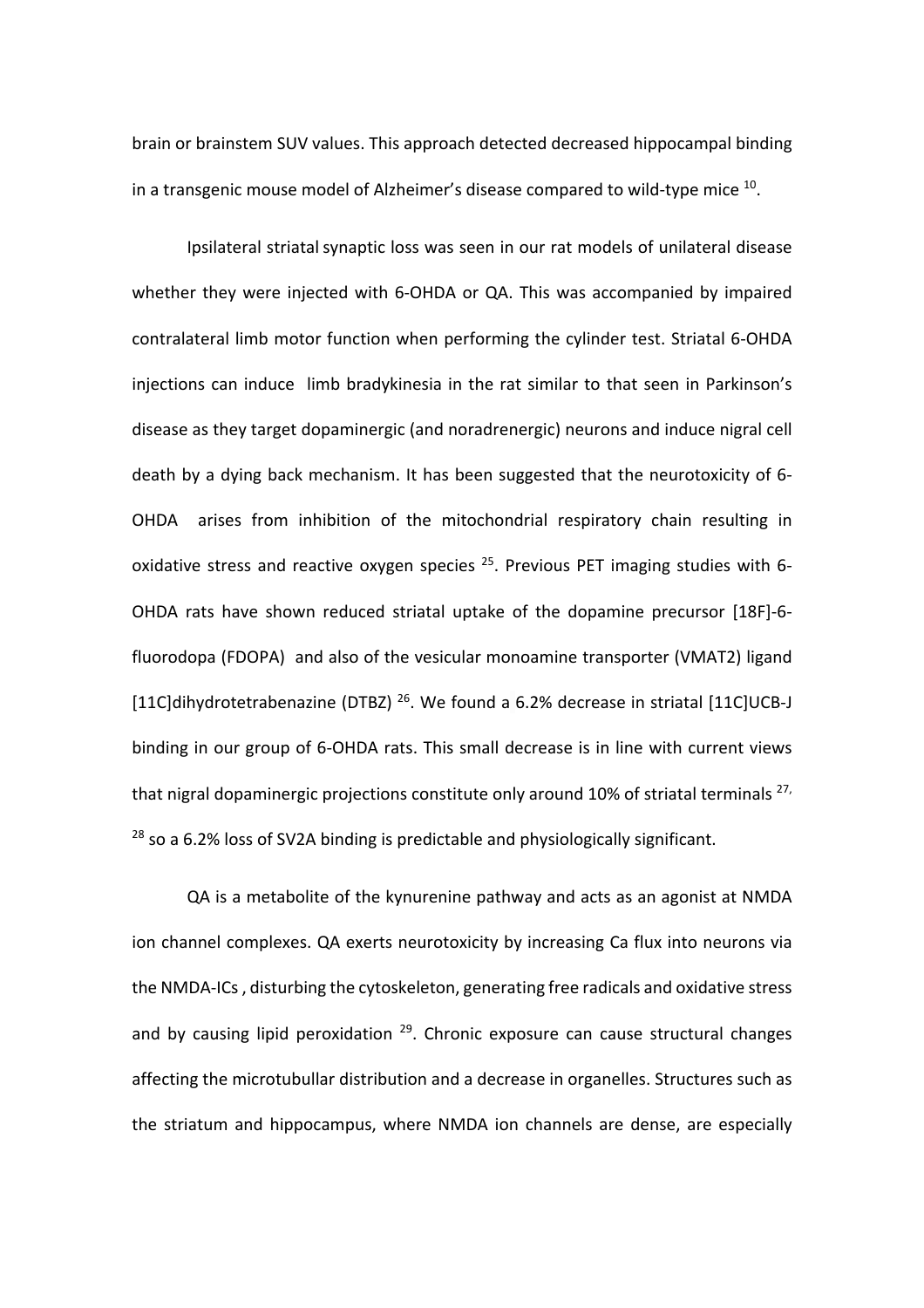brain or brainstem SUV values. This approach detected decreased hippocampal binding in a transgenic mouse model of Alzheimer's disease compared to wild-type mice [10].

Ipsilateral striatal synaptic loss was seen in our rat models of unilateral disease whether they were injected with 6-OHDA or QA. This was accompanied by impaired contralateral limb motor function when performing the cylinder test. Striatal 6-OHDA injections can induce limb bradykinesia in the rat similar to that seen in Parkinson's disease as they target dopaminergic (and noradrenergic) neurons and induce nigral cell death by a dying back mechanism. It has been suggested that the neurotoxicity of 6-OHDA arises from inhibition of the mitochondrial respiratory chain resulting in oxidative stress and reactive oxygen species [25]. Previous PET imaging studies with 6-OHDA rats have shown reduced striatal uptake of the dopamine precursor [18F]-6-fluorodopa (FDOPA) and also of the vesicular monoamine transporter (VMAT2) ligand [11C]dihydrotetrabenazine (DTBZ) [26]. We found a 6.2% decrease in striatal [11C]UCB-J binding in our group of 6-OHDA rats. This small decrease is in line with current views that nigral dopaminergic projections constitute only around 10% of striatal terminals [27, 28] so a 6.2% loss of SV2A binding is predictable and physiologically significant.

QA is a metabolite of the kynurenine pathway and acts as an agonist at NMDA ion channel complexes. QA exerts neurotoxicity by increasing Ca flux into neurons via the NMDA-ICs , disturbing the cytoskeleton, generating free radicals and oxidative stress and by causing lipid peroxidation [29]. Chronic exposure can cause structural changes affecting the microtubullar distribution and a decrease in organelles. Structures such as the striatum and hippocampus, where NMDA ion channels are dense, are especially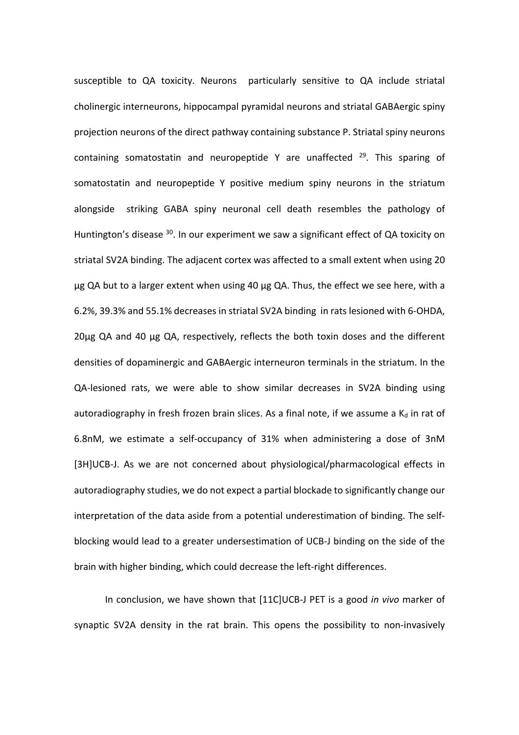susceptible to QA toxicity. Neurons particularly sensitive to QA include striatal cholinergic interneurons, hippocampal pyramidal neurons and striatal GABAergic spiny projection neurons of the direct pathway containing substance P. Striatal spiny neurons containing somatostatin and neuropeptide Y are unaffected [29]. This sparing of somatostatin and neuropeptide Y positive medium spiny neurons in the striatum alongside striking GABA spiny neuronal cell death resembles the pathology of Huntington's disease [30]. In our experiment we saw a significant effect of QA toxicity on striatal SV2A binding. The adjacent cortex was affected to a small extent when using 20 µg QA but to a larger extent when using 40 µg QA. Thus, the effect we see here, with a 6.2%, 39.3% and 55.1% decreases in striatal SV2A binding in rats lesioned with 6-OHDA, 20µg QA and 40 µg QA, respectively, reflects the both toxin doses and the different densities of dopaminergic and GABAergic interneuron terminals in the striatum. In the QA-lesioned rats, we were able to show similar decreases in SV2A binding using autoradiography in fresh frozen brain slices. As a final note, if we assume a $K_d$ in rat of 6.8nM, we estimate a self-occupancy of 31% when administering a dose of 3nM [3H]UCB-J. As we are not concerned about physiological/pharmacological effects in autoradiography studies, we do not expect a partial blockade to significantly change our interpretation of the data aside from a potential underestimation of binding. The self-blocking would lead to a greater undersestimation of UCB-J binding on the side of the brain with higher binding, which could decrease the left-right differences.

In conclusion, we have shown that [11C]UCB-J PET is a good *in vivo* marker of synaptic SV2A density in the rat brain. This opens the possibility to non-invasively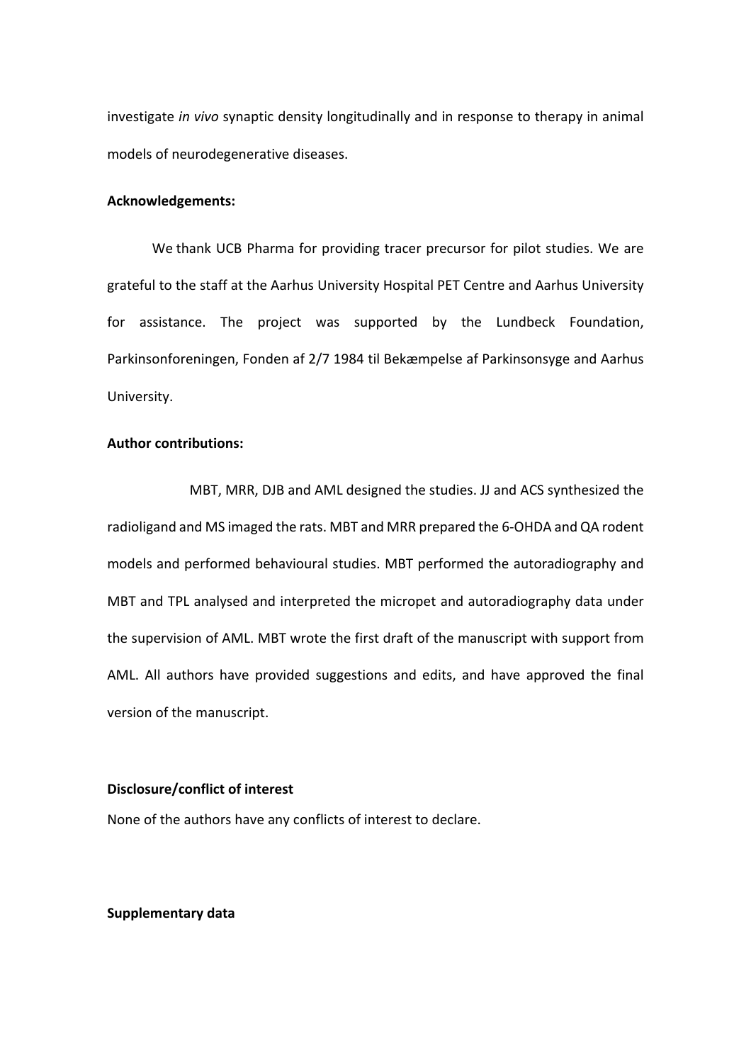investigate *in vivo* synaptic density longitudinally and in response to therapy in animal models of neurodegenerative diseases.

**Acknowledgements:**

We thank UCB Pharma for providing tracer precursor for pilot studies. We are grateful to the staff at the Aarhus University Hospital PET Centre and Aarhus University for assistance. The project was supported by the Lundbeck Foundation, Parkinsonforeningen, Fonden af 2/7 1984 til Bekæmpelse af Parkinsonsyge and Aarhus University.

**Author contributions:**

MBT, MRR, DJB and AML designed the studies. JJ and ACS synthesized the radioligand and MS imaged the rats. MBT and MRR prepared the 6-OHDA and QA rodent models and performed behavioural studies. MBT performed the autoradiography and MBT and TPL analysed and interpreted the micropet and autoradiography data under the supervision of AML. MBT wrote the first draft of the manuscript with support from AML. All authors have provided suggestions and edits, and have approved the final version of the manuscript.

**Disclosure/conflict of interest**

None of the authors have any conflicts of interest to declare.

**Supplementary data**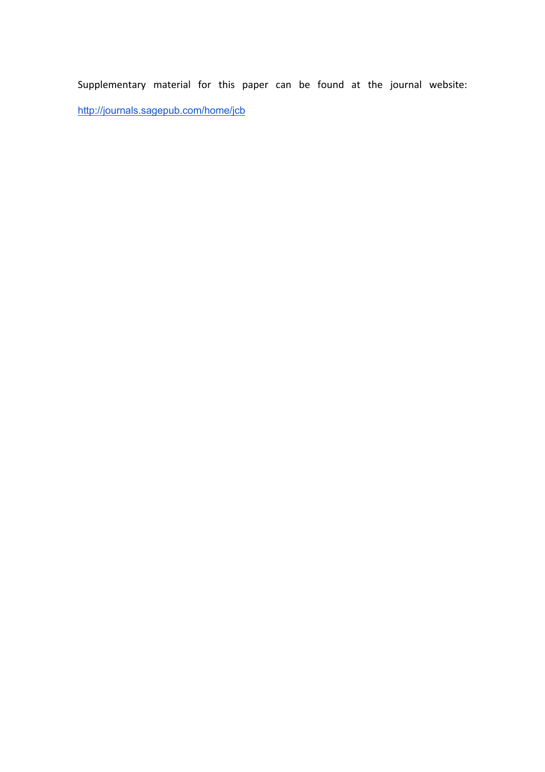Supplementary material for this paper can be found at the journal website: http://journals.sagepub.com/home/jcb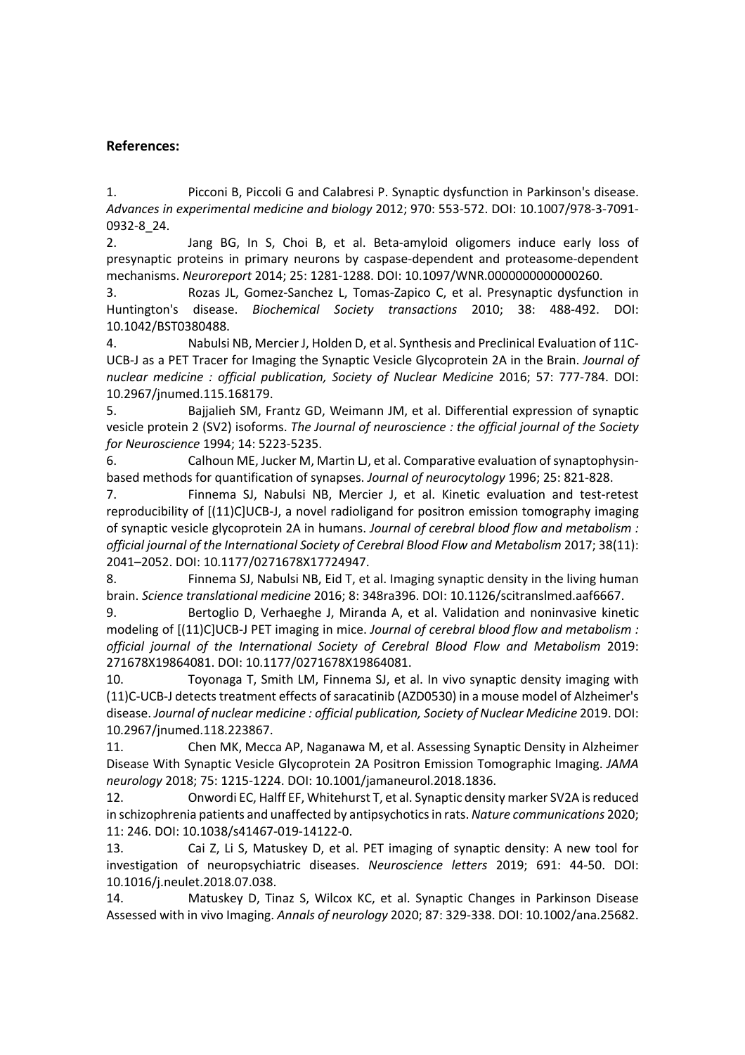**References:**

1. Picconi B, Piccoli G and Calabresi P. Synaptic dysfunction in Parkinson's disease. *Advances in experimental medicine and biology* 2012; 970: 553-572. DOI: 10.1007/978-3-7091-0932-8_24.
2. Jang BG, In S, Choi B, et al. Beta-amyloid oligomers induce early loss of presynaptic proteins in primary neurons by caspase-dependent and proteasome-dependent mechanisms. *Neuroreport* 2014; 25: 1281-1288. DOI: 10.1097/WNR.0000000000000260.
3. Rozas JL, Gomez-Sanchez L, Tomas-Zapico C, et al. Presynaptic dysfunction in Huntington's disease. *Biochemical Society transactions* 2010; 38: 488-492. DOI: 10.1042/BST0380488.
4. Nabulsi NB, Mercier J, Holden D, et al. Synthesis and Preclinical Evaluation of 11C-UCB-J as a PET Tracer for Imaging the Synaptic Vesicle Glycoprotein 2A in the Brain. *Journal of nuclear medicine : official publication, Society of Nuclear Medicine* 2016; 57: 777-784. DOI: 10.2967/jnumed.115.168179.
5. Bajjalieh SM, Frantz GD, Weimann JM, et al. Differential expression of synaptic vesicle protein 2 (SV2) isoforms. *The Journal of neuroscience : the official journal of the Society for Neuroscience* 1994; 14: 5223-5235.
6. Calhoun ME, Jucker M, Martin LJ, et al. Comparative evaluation of synaptophysin-based methods for quantification of synapses. *Journal of neurocytology* 1996; 25: 821-828.
7. Finnema SJ, Nabulsi NB, Mercier J, et al. Kinetic evaluation and test-retest reproducibility of [(11)C]UCB-J, a novel radioligand for positron emission tomography imaging of synaptic vesicle glycoprotein 2A in humans. *Journal of cerebral blood flow and metabolism : official journal of the International Society of Cerebral Blood Flow and Metabolism* 2017; 38(11): 2041–2052. DOI: 10.1177/0271678X17724947.
8. Finnema SJ, Nabulsi NB, Eid T, et al. Imaging synaptic density in the living human brain. *Science translational medicine* 2016; 8: 348ra396. DOI: 10.1126/scitranslmed.aaf6667.
9. Bertoglio D, Verhaeghe J, Miranda A, et al. Validation and noninvasive kinetic modeling of [(11)C]UCB-J PET imaging in mice. *Journal of cerebral blood flow and metabolism : official journal of the International Society of Cerebral Blood Flow and Metabolism* 2019: 271678X19864081. DOI: 10.1177/0271678X19864081.
10. Toyonaga T, Smith LM, Finnema SJ, et al. In vivo synaptic density imaging with (11)C-UCB-J detects treatment effects of saracatinib (AZD0530) in a mouse model of Alzheimer's disease. *Journal of nuclear medicine : official publication, Society of Nuclear Medicine* 2019. DOI: 10.2967/jnumed.118.223867.
11. Chen MK, Mecca AP, Naganawa M, et al. Assessing Synaptic Density in Alzheimer Disease With Synaptic Vesicle Glycoprotein 2A Positron Emission Tomographic Imaging. *JAMA neurology* 2018; 75: 1215-1224. DOI: 10.1001/jamaneurol.2018.1836.
12. Onwordi EC, Halff EF, Whitehurst T, et al. Synaptic density marker SV2A is reduced in schizophrenia patients and unaffected by antipsychotics in rats. *Nature communications* 2020; 11: 246. DOI: 10.1038/s41467-019-14122-0.
13. Cai Z, Li S, Matuskey D, et al. PET imaging of synaptic density: A new tool for investigation of neuropsychiatric diseases. *Neuroscience letters* 2019; 691: 44-50. DOI: 10.1016/j.neulet.2018.07.038.
14. Matuskey D, Tinaz S, Wilcox KC, et al. Synaptic Changes in Parkinson Disease Assessed with in vivo Imaging. *Annals of neurology* 2020; 87: 329-338. DOI: 10.1002/ana.25682.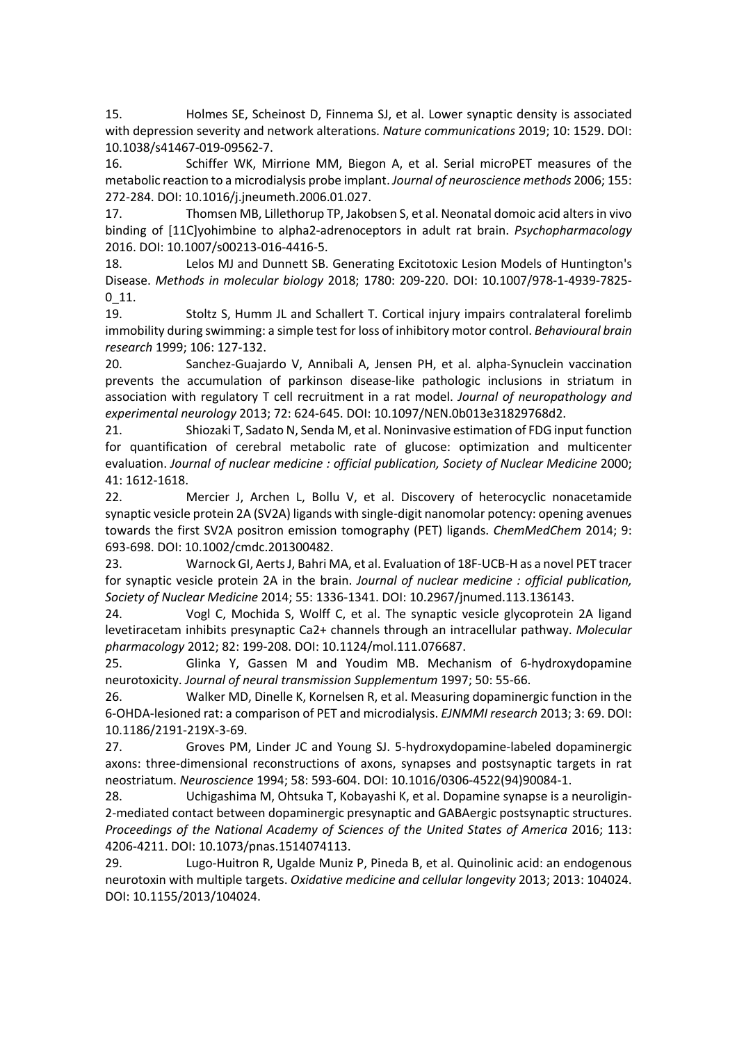15. Holmes SE, Scheinost D, Finnema SJ, et al. Lower synaptic density is associated with depression severity and network alterations. *Nature communications* 2019; 10: 1529. DOI: 10.1038/s41467-019-09562-7.

16. Schiffer WK, Mirrione MM, Biegon A, et al. Serial microPET measures of the metabolic reaction to a microdialysis probe implant. *Journal of neuroscience methods* 2006; 155: 272-284. DOI: 10.1016/j.jneumeth.2006.01.027.

17. Thomsen MB, Lillethorup TP, Jakobsen S, et al. Neonatal domoic acid alters in vivo binding of [11C]yohimbine to alpha2-adrenoceptors in adult rat brain. *Psychopharmacology* 2016. DOI: 10.1007/s00213-016-4416-5.

18. Lelos MJ and Dunnett SB. Generating Excitotoxic Lesion Models of Huntington's Disease. *Methods in molecular biology* 2018; 1780: 209-220. DOI: 10.1007/978-1-4939-7825-0_11.

19. Stoltz S, Humm JL and Schallert T. Cortical injury impairs contralateral forelimb immobility during swimming: a simple test for loss of inhibitory motor control. *Behavioural brain research* 1999; 106: 127-132.

20. Sanchez-Guajardo V, Annibali A, Jensen PH, et al. alpha-Synuclein vaccination prevents the accumulation of parkinson disease-like pathologic inclusions in striatum in association with regulatory T cell recruitment in a rat model. *Journal of neuropathology and experimental neurology* 2013; 72: 624-645. DOI: 10.1097/NEN.0b013e31829768d2.

21. Shiozaki T, Sadato N, Senda M, et al. Noninvasive estimation of FDG input function for quantification of cerebral metabolic rate of glucose: optimization and multicenter evaluation. *Journal of nuclear medicine : official publication, Society of Nuclear Medicine* 2000; 41: 1612-1618.

22. Mercier J, Archen L, Bollu V, et al. Discovery of heterocyclic nonacetamide synaptic vesicle protein 2A (SV2A) ligands with single-digit nanomolar potency: opening avenues towards the first SV2A positron emission tomography (PET) ligands. *ChemMedChem* 2014; 9: 693-698. DOI: 10.1002/cmdc.201300482.

23. Warnock GI, Aerts J, Bahri MA, et al. Evaluation of 18F-UCB-H as a novel PET tracer for synaptic vesicle protein 2A in the brain. *Journal of nuclear medicine : official publication, Society of Nuclear Medicine* 2014; 55: 1336-1341. DOI: 10.2967/jnumed.113.136143.

24. Vogl C, Mochida S, Wolff C, et al. The synaptic vesicle glycoprotein 2A ligand levetiracetam inhibits presynaptic Ca2+ channels through an intracellular pathway. *Molecular pharmacology* 2012; 82: 199-208. DOI: 10.1124/mol.111.076687.

25. Glinka Y, Gassen M and Youdim MB. Mechanism of 6-hydroxydopamine neurotoxicity. *Journal of neural transmission Supplementum* 1997; 50: 55-66.

26. Walker MD, Dinelle K, Kornelsen R, et al. Measuring dopaminergic function in the 6-OHDA-lesioned rat: a comparison of PET and microdialysis. *EJNMMI research* 2013; 3: 69. DOI: 10.1186/2191-219X-3-69.

27. Groves PM, Linder JC and Young SJ. 5-hydroxydopamine-labeled dopaminergic axons: three-dimensional reconstructions of axons, synapses and postsynaptic targets in rat neostriatum. *Neuroscience* 1994; 58: 593-604. DOI: 10.1016/0306-4522(94)90084-1.

28. Uchigashima M, Ohtsuka T, Kobayashi K, et al. Dopamine synapse is a neuroligin-2-mediated contact between dopaminergic presynaptic and GABAergic postsynaptic structures. *Proceedings of the National Academy of Sciences of the United States of America* 2016; 113: 4206-4211. DOI: 10.1073/pnas.1514074113.

29. Lugo-Huitron R, Ugalde Muniz P, Pineda B, et al. Quinolinic acid: an endogenous neurotoxin with multiple targets. *Oxidative medicine and cellular longevity* 2013; 2013: 104024. DOI: 10.1155/2013/104024.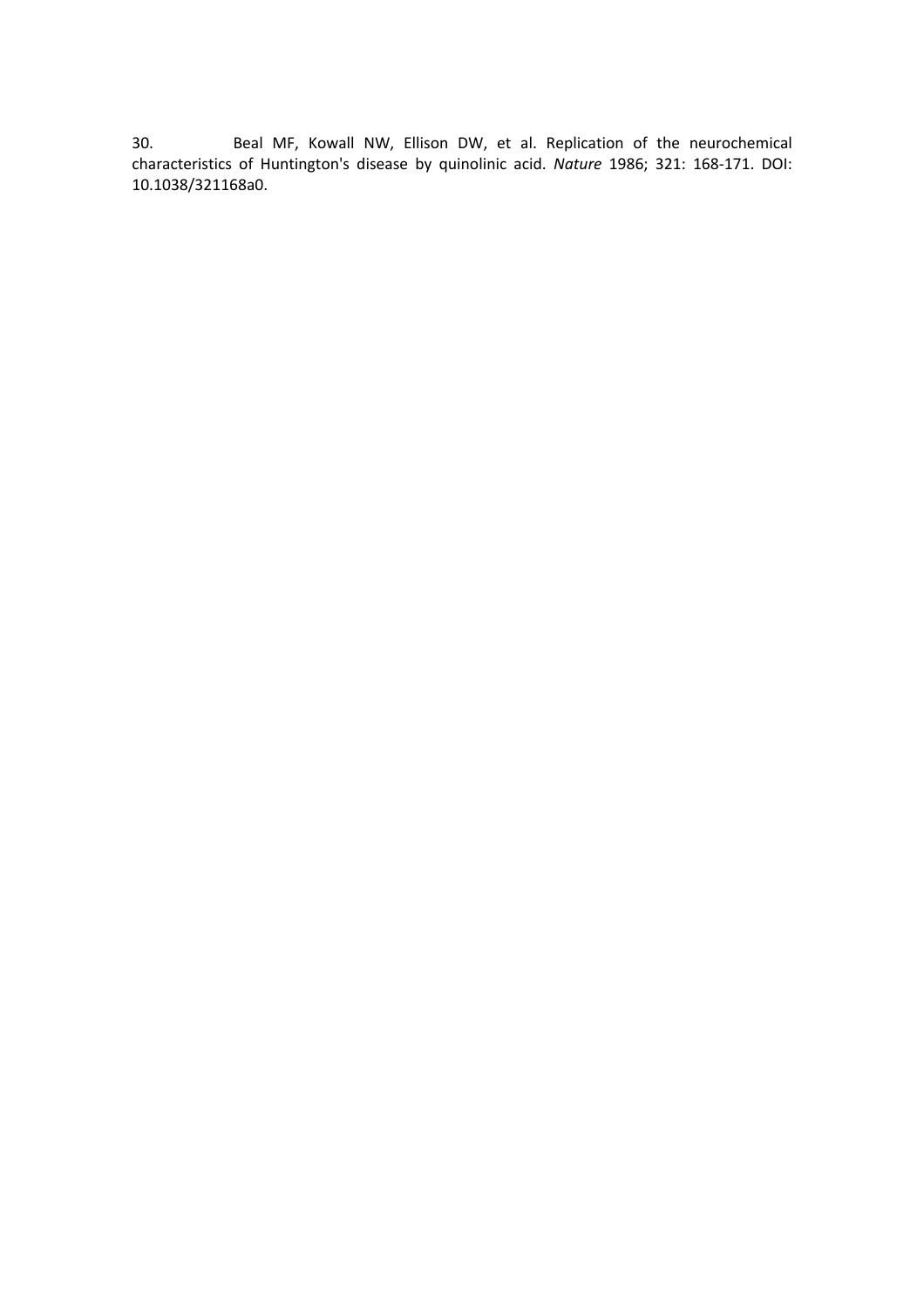30. Beal MF, Kowall NW, Ellison DW, et al. Replication of the neurochemical characteristics of Huntington's disease by quinolinic acid. *Nature* 1986; 321: 168-171. DOI: 10.1038/321168a0.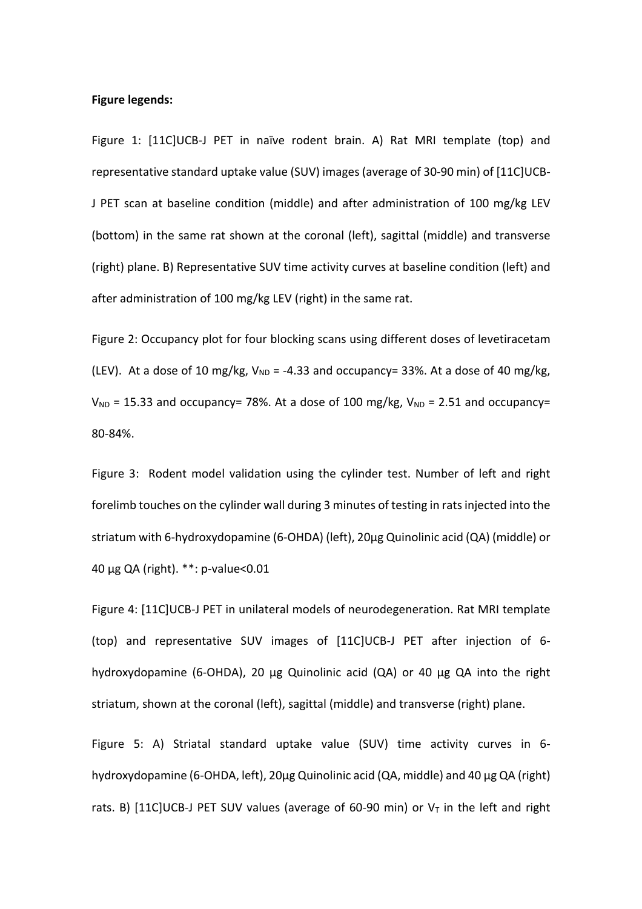**Figure legends:**

Figure 1: [11C]UCB-J PET in naïve rodent brain. A) Rat MRI template (top) and representative standard uptake value (SUV) images (average of 30-90 min) of [11C]UCB-J PET scan at baseline condition (middle) and after administration of 100 mg/kg LEV (bottom) in the same rat shown at the coronal (left), sagittal (middle) and transverse (right) plane. B) Representative SUV time activity curves at baseline condition (left) and after administration of 100 mg/kg LEV (right) in the same rat.

Figure 2: Occupancy plot for four blocking scans using different doses of levetiracetam (LEV). At a dose of 10 mg/kg, $V_{ND}$ = -4.33 and occupancy= 33%. At a dose of 40 mg/kg, $V_{ND}$ = 15.33 and occupancy= 78%. At a dose of 100 mg/kg, $V_{ND}$ = 2.51 and occupancy= 80-84%.

Figure 3: Rodent model validation using the cylinder test. Number of left and right forelimb touches on the cylinder wall during 3 minutes of testing in rats injected into the striatum with 6-hydroxydopamine (6-OHDA) (left), 20µg Quinolinic acid (QA) (middle) or 40 µg QA (right). **: p-value<0.01

Figure 4: [11C]UCB-J PET in unilateral models of neurodegeneration. Rat MRI template (top) and representative SUV images of [11C]UCB-J PET after injection of 6-hydroxydopamine (6-OHDA), 20 µg Quinolinic acid (QA) or 40 µg QA into the right striatum, shown at the coronal (left), sagittal (middle) and transverse (right) plane.

Figure 5: A) Striatal standard uptake value (SUV) time activity curves in 6-hydroxydopamine (6-OHDA, left), 20µg Quinolinic acid (QA, middle) and 40 µg QA (right) rats. B) [11C]UCB-J PET SUV values (average of 60-90 min) or $V_T$ in the left and right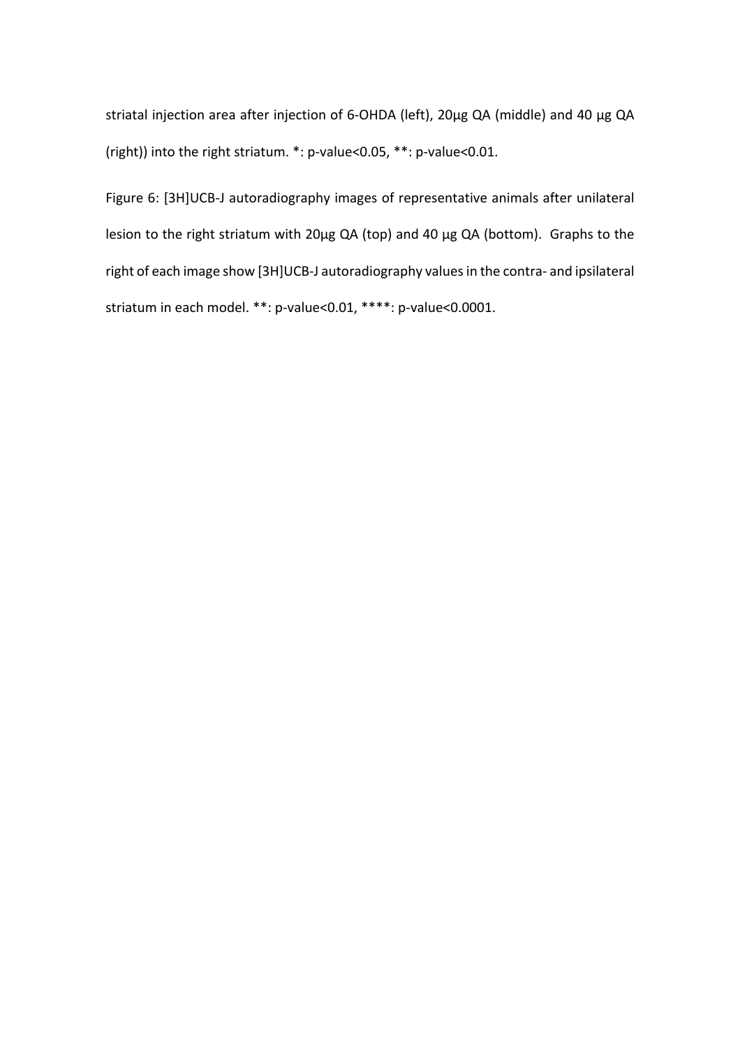striatal injection area after injection of 6-OHDA (left), 20µg QA (middle) and 40 µg QA (right)) into the right striatum. *: p-value<0.05, **: p-value<0.01.

Figure 6: [3H]UCB-J autoradiography images of representative animals after unilateral lesion to the right striatum with 20µg QA (top) and 40 µg QA (bottom). Graphs to the right of each image show [3H]UCB-J autoradiography values in the contra- and ipsilateral striatum in each model. **: p-value<0.01, ****: p-value<0.0001.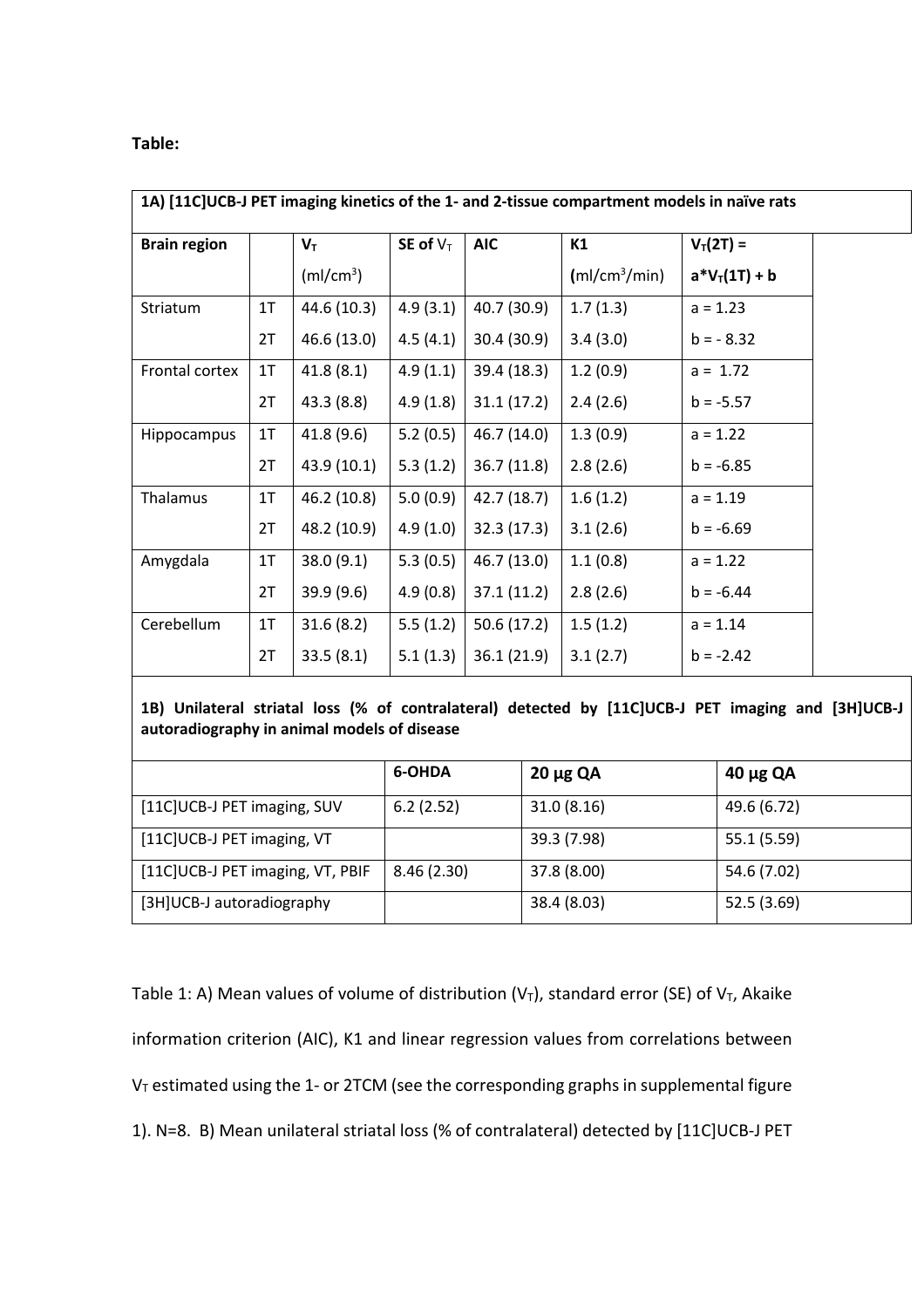**Table:**

**1A) [11C]UCB-J PET imaging kinetics of the 1- and 2-tissue compartment models in naïve rats**

| Brain region | | $V_T$ (ml/cm$^3$) | SE of $V_T$ | AIC | K1 (ml/cm$^3$/min) | $V_T(2T) = a*V_T(1T) + b$ |
|---|---|---|---|---|---|---|
| Striatum | 1T | 44.6 (10.3) | 4.9 (3.1) | 40.7 (30.9) | 1.7 (1.3) | a = 1.23 |
| | 2T | 46.6 (13.0) | 4.5 (4.1) | 30.4 (30.9) | 3.4 (3.0) | b = - 8.32 |
| Frontal cortex | 1T | 41.8 (8.1) | 4.9 (1.1) | 39.4 (18.3) | 1.2 (0.9) | a = 1.72 |
| | 2T | 43.3 (8.8) | 4.9 (1.8) | 31.1 (17.2) | 2.4 (2.6) | b = -5.57 |
| Hippocampus | 1T | 41.8 (9.6) | 5.2 (0.5) | 46.7 (14.0) | 1.3 (0.9) | a = 1.22 |
| | 2T | 43.9 (10.1) | 5.3 (1.2) | 36.7 (11.8) | 2.8 (2.6) | b = -6.85 |
| Thalamus | 1T | 46.2 (10.8) | 5.0 (0.9) | 42.7 (18.7) | 1.6 (1.2) | a = 1.19 |
| | 2T | 48.2 (10.9) | 4.9 (1.0) | 32.3 (17.3) | 3.1 (2.6) | b = -6.69 |
| Amygdala | 1T | 38.0 (9.1) | 5.3 (0.5) | 46.7 (13.0) | 1.1 (0.8) | a = 1.22 |
| | 2T | 39.9 (9.6) | 4.9 (0.8) | 37.1 (11.2) | 2.8 (2.6) | b = -6.44 |
| Cerebellum | 1T | 31.6 (8.2) | 5.5 (1.2) | 50.6 (17.2) | 1.5 (1.2) | a = 1.14 |
| | 2T | 33.5 (8.1) | 5.1 (1.3) | 36.1 (21.9) | 3.1 (2.7) | b = -2.42 |

**1B) Unilateral striatal loss (% of contralateral) detected by [11C]UCB-J PET imaging and [3H]UCB-J autoradiography in animal models of disease**

| | 6-OHDA | 20 µg QA | 40 µg QA |
|---|---|---|---|
| [11C]UCB-J PET imaging, SUV | 6.2 (2.52) | 31.0 (8.16) | 49.6 (6.72) |
| [11C]UCB-J PET imaging, VT | | 39.3 (7.98) | 55.1 (5.59) |
| [11C]UCB-J PET imaging, VT, PBIF | 8.46 (2.30) | 37.8 (8.00) | 54.6 (7.02) |
| [3H]UCB-J autoradiography | | 38.4 (8.03) | 52.5 (3.69) |

Table 1: A) Mean values of volume of distribution ($V_T$), standard error (SE) of $V_T$, Akaike information criterion (AIC), K1 and linear regression values from correlations between $V_T$ estimated using the 1- or 2TCM (see the corresponding graphs in supplemental figure 1). N=8. B) Mean unilateral striatal loss (% of contralateral) detected by [11C]UCB-J PET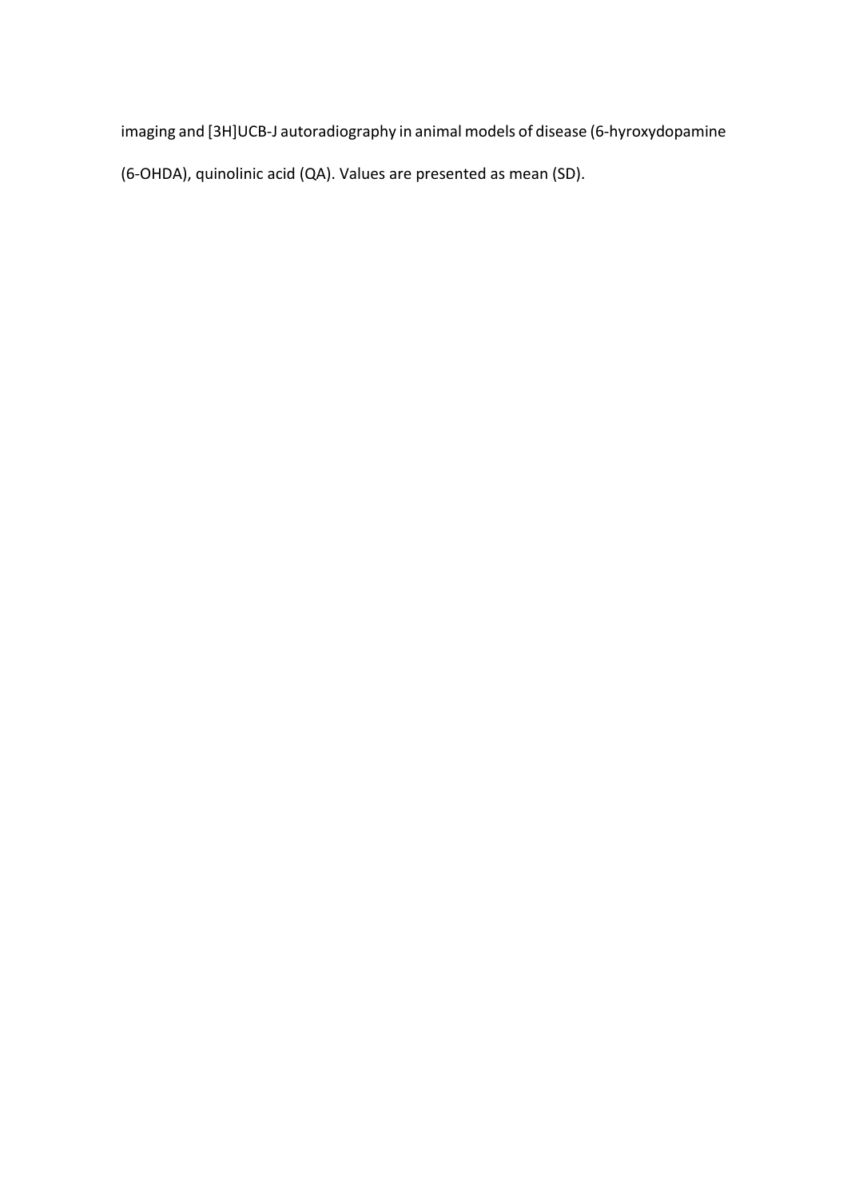imaging and [3H]UCB-J autoradiography in animal models of disease (6-hyroxydopamine (6-OHDA), quinolinic acid (QA). Values are presented as mean (SD).